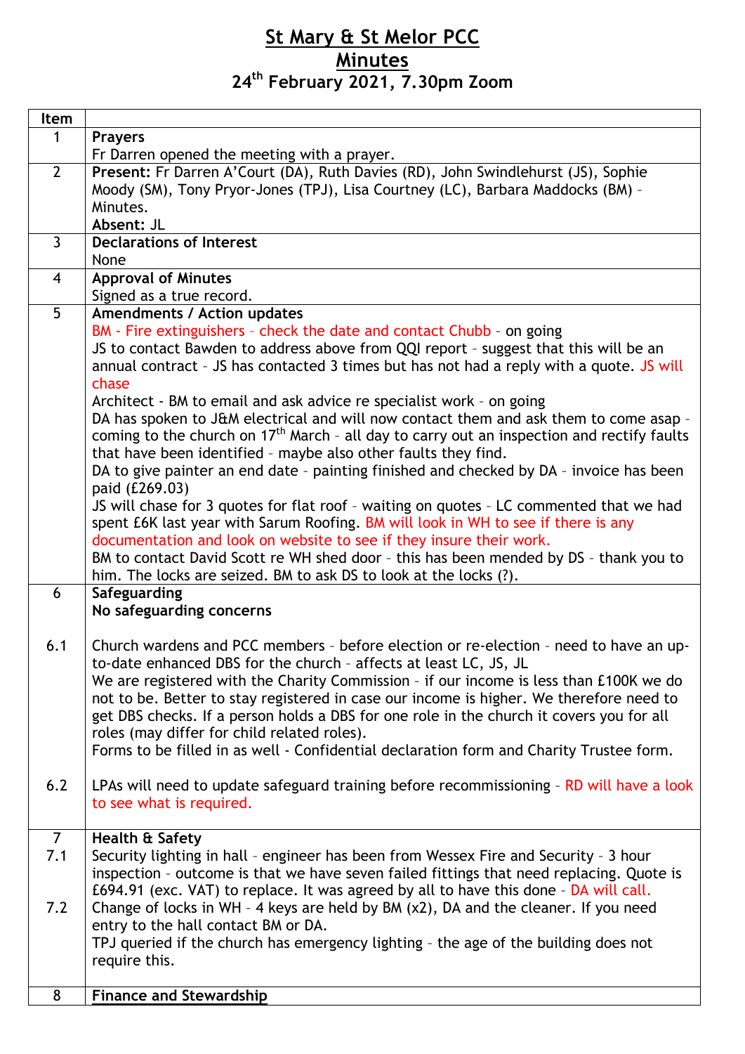# St Mary & St Melor PCC
# Minutes
## 24th February 2021, 7.30pm Zoom

| Item | |
|---|---|
| 1 | **Prayers**<br>Fr Darren opened the meeting with a prayer. |
| 2 | **Present:** Fr Darren A'Court (DA), Ruth Davies (RD), John Swindlehurst (JS), Sophie Moody (SM), Tony Pryor-Jones (TPJ), Lisa Courtney (LC), Barbara Maddocks (BM) – Minutes.<br>**Absent:** JL |
| 3 | **Declarations of Interest**<br>None |
| 4 | **Approval of Minutes**<br>Signed as a true record. |
| 5 | **Amendments / Action updates**<br>BM - Fire extinguishers – check the date and contact Chubb – on going<br>JS to contact Bawden to address above from QQI report – suggest that this will be an annual contract – JS has contacted 3 times but has not had a reply with a quote. JS will chase<br>Architect - BM to email and ask advice re specialist work – on going<br>DA has spoken to J&M electrical and will now contact them and ask them to come asap – coming to the church on 17th March – all day to carry out an inspection and rectify faults that have been identified – maybe also other faults they find.<br>DA to give painter an end date – painting finished and checked by DA – invoice has been paid (£269.03)<br>JS will chase for 3 quotes for flat roof – waiting on quotes – LC commented that we had spent £6K last year with Sarum Roofing. BM will look in WH to see if there is any documentation and look on website to see if they insure their work.<br>BM to contact David Scott re WH shed door – this has been mended by DS – thank you to him. The locks are seized. BM to ask DS to look at the locks (?). |
| 6 | **Safeguarding**<br>**No safeguarding concerns** |
| 6.1 | Church wardens and PCC members – before election or re-election – need to have an up-to-date enhanced DBS for the church – affects at least LC, JS, JL<br>We are registered with the Charity Commission – if our income is less than £100K we do not to be. Better to stay registered in case our income is higher. We therefore need to get DBS checks. If a person holds a DBS for one role in the church it covers you for all roles (may differ for child related roles).<br>Forms to be filled in as well - Confidential declaration form and Charity Trustee form. |
| 6.2 | LPAs will need to update safeguard training before recommissioning – RD will have a look to see what is required. |
| 7 | **Health & Safety** |
| 7.1 | Security lighting in hall – engineer has been from Wessex Fire and Security – 3 hour inspection – outcome is that we have seven failed fittings that need replacing. Quote is £694.91 (exc. VAT) to replace. It was agreed by all to have this done – DA will call. |
| 7.2 | Change of locks in WH – 4 keys are held by BM (x2), DA and the cleaner. If you need entry to the hall contact BM or DA.<br>TPJ queried if the church has emergency lighting – the age of the building does not require this. |
| 8 | **Finance and Stewardship** |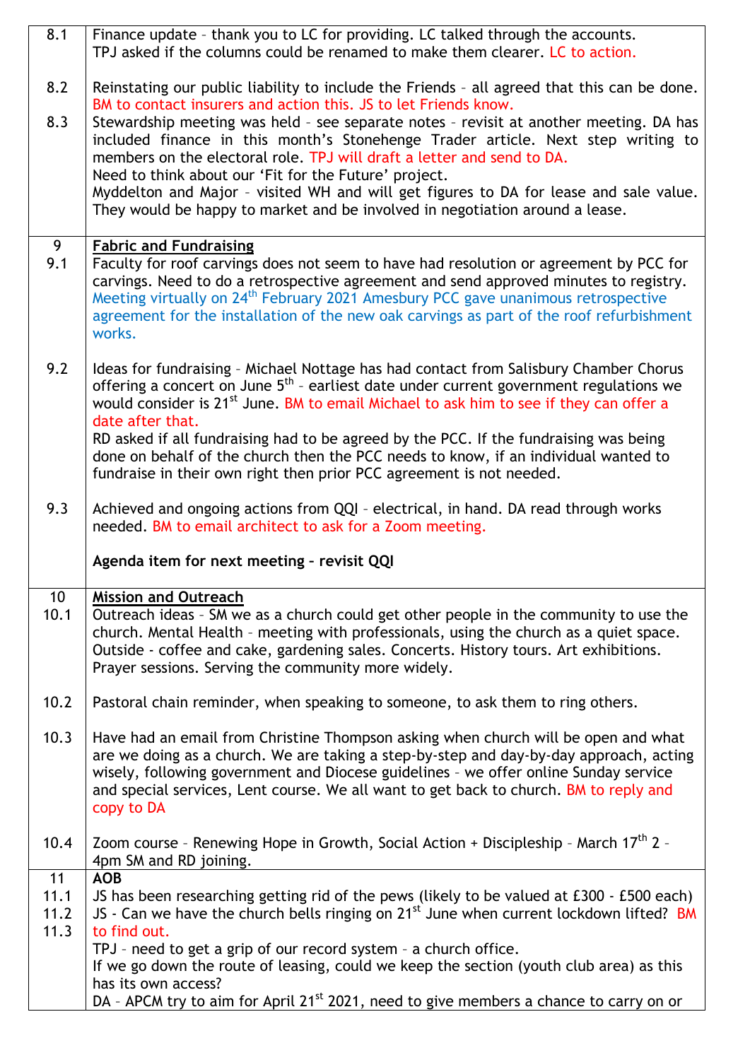| | |
|---|---|
| 8.1 | Finance update – thank you to LC for providing. LC talked through the accounts. TPJ asked if the columns could be renamed to make them clearer. LC to action. |
| 8.2 | Reinstating our public liability to include the Friends – all agreed that this can be done. BM to contact insurers and action this. JS to let Friends know. |
| 8.3 | Stewardship meeting was held – see separate notes – revisit at another meeting. DA has included finance in this month's Stonehenge Trader article. Next step writing to members on the electoral role. TPJ will draft a letter and send to DA.<br>Need to think about our 'Fit for the Future' project.<br>Myddelton and Major – visited WH and will get figures to DA for lease and sale value. They would be happy to market and be involved in negotiation around a lease. |
| 9 | **Fabric and Fundraising** |
| 9.1 | Faculty for roof carvings does not seem to have had resolution or agreement by PCC for carvings. Need to do a retrospective agreement and send approved minutes to registry. Meeting virtually on 24th February 2021 Amesbury PCC gave unanimous retrospective agreement for the installation of the new oak carvings as part of the roof refurbishment works. |
| 9.2 | Ideas for fundraising – Michael Nottage has had contact from Salisbury Chamber Chorus offering a concert on June 5th – earliest date under current government regulations we would consider is 21st June. BM to email Michael to ask him to see if they can offer a date after that.<br>RD asked if all fundraising had to be agreed by the PCC. If the fundraising was being done on behalf of the church then the PCC needs to know, if an individual wanted to fundraise in their own right then prior PCC agreement is not needed. |
| 9.3 | Achieved and ongoing actions from QQI – electrical, in hand. DA read through works needed. BM to email architect to ask for a Zoom meeting.<br><br>**Agenda item for next meeting – revisit QQI** |
| 10 | **Mission and Outreach** |
| 10.1 | Outreach ideas – SM we as a church could get other people in the community to use the church. Mental Health – meeting with professionals, using the church as a quiet space. Outside - coffee and cake, gardening sales. Concerts. History tours. Art exhibitions. Prayer sessions. Serving the community more widely. |
| 10.2 | Pastoral chain reminder, when speaking to someone, to ask them to ring others. |
| 10.3 | Have had an email from Christine Thompson asking when church will be open and what are we doing as a church. We are taking a step-by-step and day-by-day approach, acting wisely, following government and Diocese guidelines – we offer online Sunday service and special services, Lent course. We all want to get back to church. BM to reply and copy to DA |
| 10.4 | Zoom course – Renewing Hope in Growth, Social Action + Discipleship – March 17th 2 – 4pm SM and RD joining. |
| 11 | **AOB** |
| 11.1<br>11.2<br>11.3 | JS has been researching getting rid of the pews (likely to be valued at £300 - £500 each)<br>JS - Can we have the church bells ringing on 21st June when current lockdown lifted? BM to find out.<br>TPJ – need to get a grip of our record system – a church office.<br>If we go down the route of leasing, could we keep the section (youth club area) as this has its own access?<br>DA – APCM try to aim for April 21st 2021, need to give members a chance to carry on or |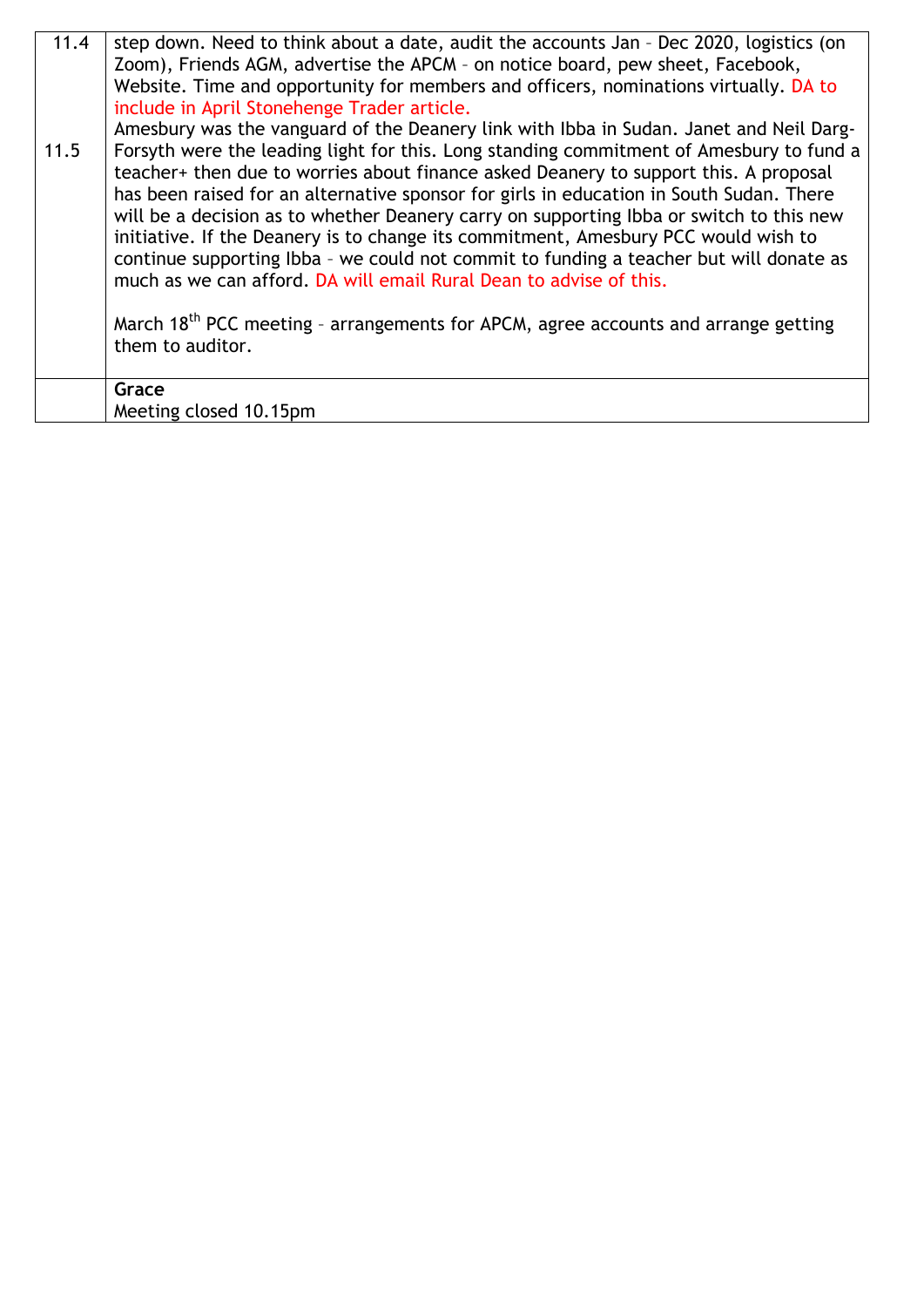| | |
|---|---|
| 11.4<br><br><br><br>11.5 | step down. Need to think about a date, audit the accounts Jan – Dec 2020, logistics (on Zoom), Friends AGM, advertise the APCM – on notice board, pew sheet, Facebook, Website. Time and opportunity for members and officers, nominations virtually. DA to include in April Stonehenge Trader article.<br>Amesbury was the vanguard of the Deanery link with Ibba in Sudan. Janet and Neil Darg-Forsyth were the leading light for this. Long standing commitment of Amesbury to fund a teacher+ then due to worries about finance asked Deanery to support this. A proposal has been raised for an alternative sponsor for girls in education in South Sudan. There will be a decision as to whether Deanery carry on supporting Ibba or switch to this new initiative. If the Deanery is to change its commitment, Amesbury PCC would wish to continue supporting Ibba – we could not commit to funding a teacher but will donate as much as we can afford. DA will email Rural Dean to advise of this.<br><br>March 18th PCC meeting – arrangements for APCM, agree accounts and arrange getting them to auditor. |
| | **Grace**<br>Meeting closed 10.15pm |